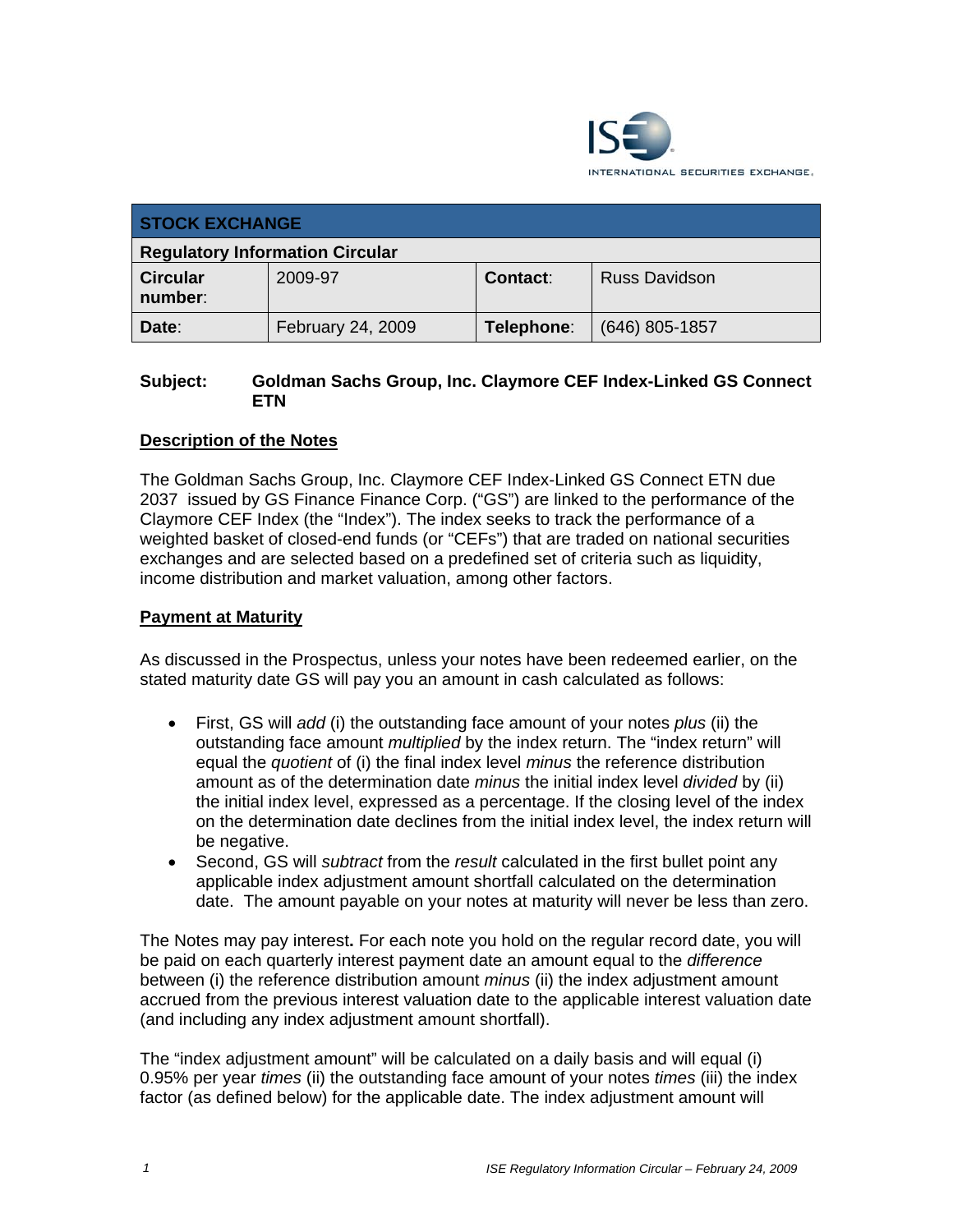INTERNATIONAL SECURITIES EXCHANGE.

| STOCK EXCHANGE | | | |
|---|---|---|---|
| **Regulatory Information Circular** | | | |
| **Circular number**: | 2009-97 | **Contact**: | Russ Davidson |
| **Date**: | February 24, 2009 | **Telephone**: | (646) 805-1857 |

**Subject: Goldman Sachs Group, Inc. Claymore CEF Index-Linked GS Connect ETN**

## Description of the Notes

The Goldman Sachs Group, Inc. Claymore CEF Index-Linked GS Connect ETN due 2037 issued by GS Finance Finance Corp. ("GS") are linked to the performance of the Claymore CEF Index (the "Index"). The index seeks to track the performance of a weighted basket of closed-end funds (or "CEFs") that are traded on national securities exchanges and are selected based on a predefined set of criteria such as liquidity, income distribution and market valuation, among other factors.

## Payment at Maturity

As discussed in the Prospectus, unless your notes have been redeemed earlier, on the stated maturity date GS will pay you an amount in cash calculated as follows:

- First, GS will *add* (i) the outstanding face amount of your notes *plus* (ii) the outstanding face amount *multiplied* by the index return. The "index return" will equal the *quotient* of (i) the final index level *minus* the reference distribution amount as of the determination date *minus* the initial index level *divided* by (ii) the initial index level, expressed as a percentage. If the closing level of the index on the determination date declines from the initial index level, the index return will be negative.
- Second, GS will *subtract* from the *result* calculated in the first bullet point any applicable index adjustment amount shortfall calculated on the determination date. The amount payable on your notes at maturity will never be less than zero.

The Notes may pay interest**.** For each note you hold on the regular record date, you will be paid on each quarterly interest payment date an amount equal to the *difference* between (i) the reference distribution amount *minus* (ii) the index adjustment amount accrued from the previous interest valuation date to the applicable interest valuation date (and including any index adjustment amount shortfall).

The "index adjustment amount" will be calculated on a daily basis and will equal (i) 0.95% per year *times* (ii) the outstanding face amount of your notes *times* (iii) the index factor (as defined below) for the applicable date. The index adjustment amount will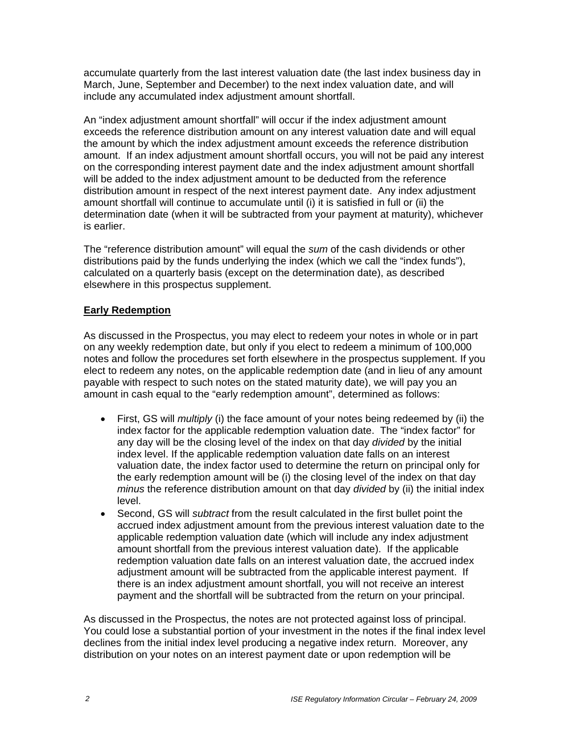accumulate quarterly from the last interest valuation date (the last index business day in March, June, September and December) to the next index valuation date, and will include any accumulated index adjustment amount shortfall.

An "index adjustment amount shortfall" will occur if the index adjustment amount exceeds the reference distribution amount on any interest valuation date and will equal the amount by which the index adjustment amount exceeds the reference distribution amount. If an index adjustment amount shortfall occurs, you will not be paid any interest on the corresponding interest payment date and the index adjustment amount shortfall will be added to the index adjustment amount to be deducted from the reference distribution amount in respect of the next interest payment date. Any index adjustment amount shortfall will continue to accumulate until (i) it is satisfied in full or (ii) the determination date (when it will be subtracted from your payment at maturity), whichever is earlier.

The "reference distribution amount" will equal the *sum* of the cash dividends or other distributions paid by the funds underlying the index (which we call the "index funds"), calculated on a quarterly basis (except on the determination date), as described elsewhere in this prospectus supplement.

**Early Redemption**

As discussed in the Prospectus, you may elect to redeem your notes in whole or in part on any weekly redemption date, but only if you elect to redeem a minimum of 100,000 notes and follow the procedures set forth elsewhere in the prospectus supplement. If you elect to redeem any notes, on the applicable redemption date (and in lieu of any amount payable with respect to such notes on the stated maturity date), we will pay you an amount in cash equal to the "early redemption amount", determined as follows:

- First, GS will *multiply* (i) the face amount of your notes being redeemed by (ii) the index factor for the applicable redemption valuation date. The "index factor" for any day will be the closing level of the index on that day *divided* by the initial index level. If the applicable redemption valuation date falls on an interest valuation date, the index factor used to determine the return on principal only for the early redemption amount will be (i) the closing level of the index on that day *minus* the reference distribution amount on that day *divided* by (ii) the initial index level.
- Second, GS will *subtract* from the result calculated in the first bullet point the accrued index adjustment amount from the previous interest valuation date to the applicable redemption valuation date (which will include any index adjustment amount shortfall from the previous interest valuation date). If the applicable redemption valuation date falls on an interest valuation date, the accrued index adjustment amount will be subtracted from the applicable interest payment. If there is an index adjustment amount shortfall, you will not receive an interest payment and the shortfall will be subtracted from the return on your principal.

As discussed in the Prospectus, the notes are not protected against loss of principal. You could lose a substantial portion of your investment in the notes if the final index level declines from the initial index level producing a negative index return. Moreover, any distribution on your notes on an interest payment date or upon redemption will be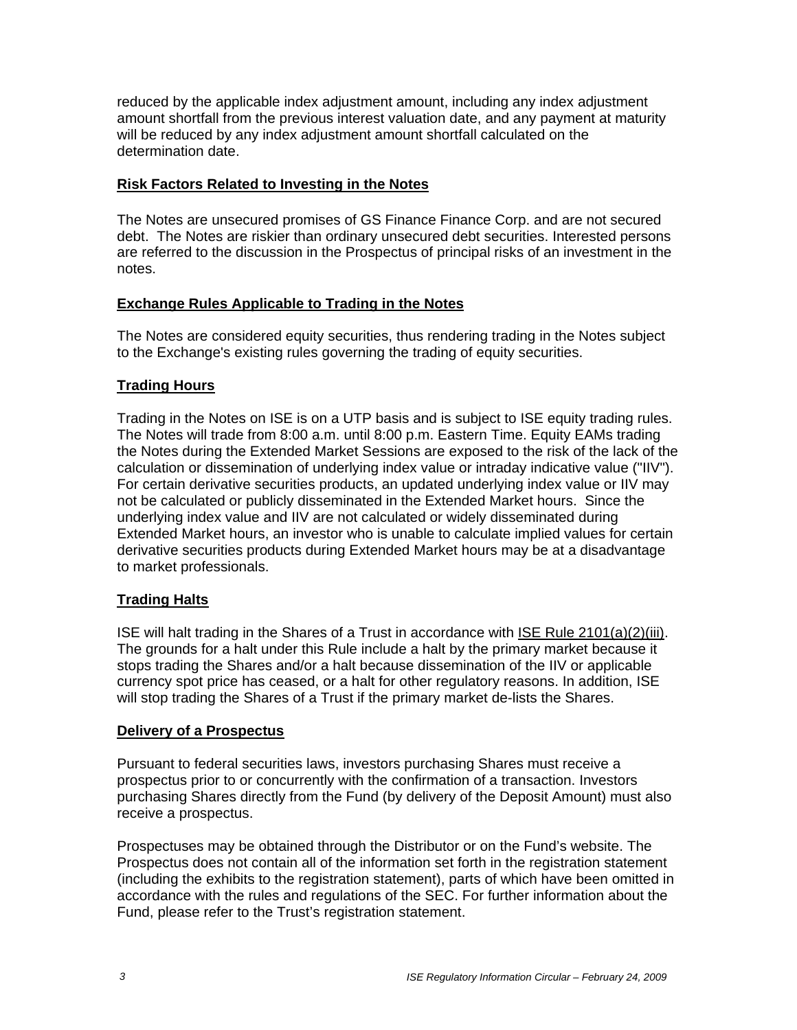reduced by the applicable index adjustment amount, including any index adjustment amount shortfall from the previous interest valuation date, and any payment at maturity will be reduced by any index adjustment amount shortfall calculated on the determination date.

**Risk Factors Related to Investing in the Notes**

The Notes are unsecured promises of GS Finance Finance Corp. and are not secured debt. The Notes are riskier than ordinary unsecured debt securities. Interested persons are referred to the discussion in the Prospectus of principal risks of an investment in the notes.

**Exchange Rules Applicable to Trading in the Notes**

The Notes are considered equity securities, thus rendering trading in the Notes subject to the Exchange's existing rules governing the trading of equity securities.

**Trading Hours**

Trading in the Notes on ISE is on a UTP basis and is subject to ISE equity trading rules. The Notes will trade from 8:00 a.m. until 8:00 p.m. Eastern Time. Equity EAMs trading the Notes during the Extended Market Sessions are exposed to the risk of the lack of the calculation or dissemination of underlying index value or intraday indicative value ("IIV"). For certain derivative securities products, an updated underlying index value or IIV may not be calculated or publicly disseminated in the Extended Market hours. Since the underlying index value and IIV are not calculated or widely disseminated during Extended Market hours, an investor who is unable to calculate implied values for certain derivative securities products during Extended Market hours may be at a disadvantage to market professionals.

**Trading Halts**

ISE will halt trading in the Shares of a Trust in accordance with ISE Rule 2101(a)(2)(iii). The grounds for a halt under this Rule include a halt by the primary market because it stops trading the Shares and/or a halt because dissemination of the IIV or applicable currency spot price has ceased, or a halt for other regulatory reasons. In addition, ISE will stop trading the Shares of a Trust if the primary market de-lists the Shares.

**Delivery of a Prospectus**

Pursuant to federal securities laws, investors purchasing Shares must receive a prospectus prior to or concurrently with the confirmation of a transaction. Investors purchasing Shares directly from the Fund (by delivery of the Deposit Amount) must also receive a prospectus.

Prospectuses may be obtained through the Distributor or on the Fund's website. The Prospectus does not contain all of the information set forth in the registration statement (including the exhibits to the registration statement), parts of which have been omitted in accordance with the rules and regulations of the SEC. For further information about the Fund, please refer to the Trust's registration statement.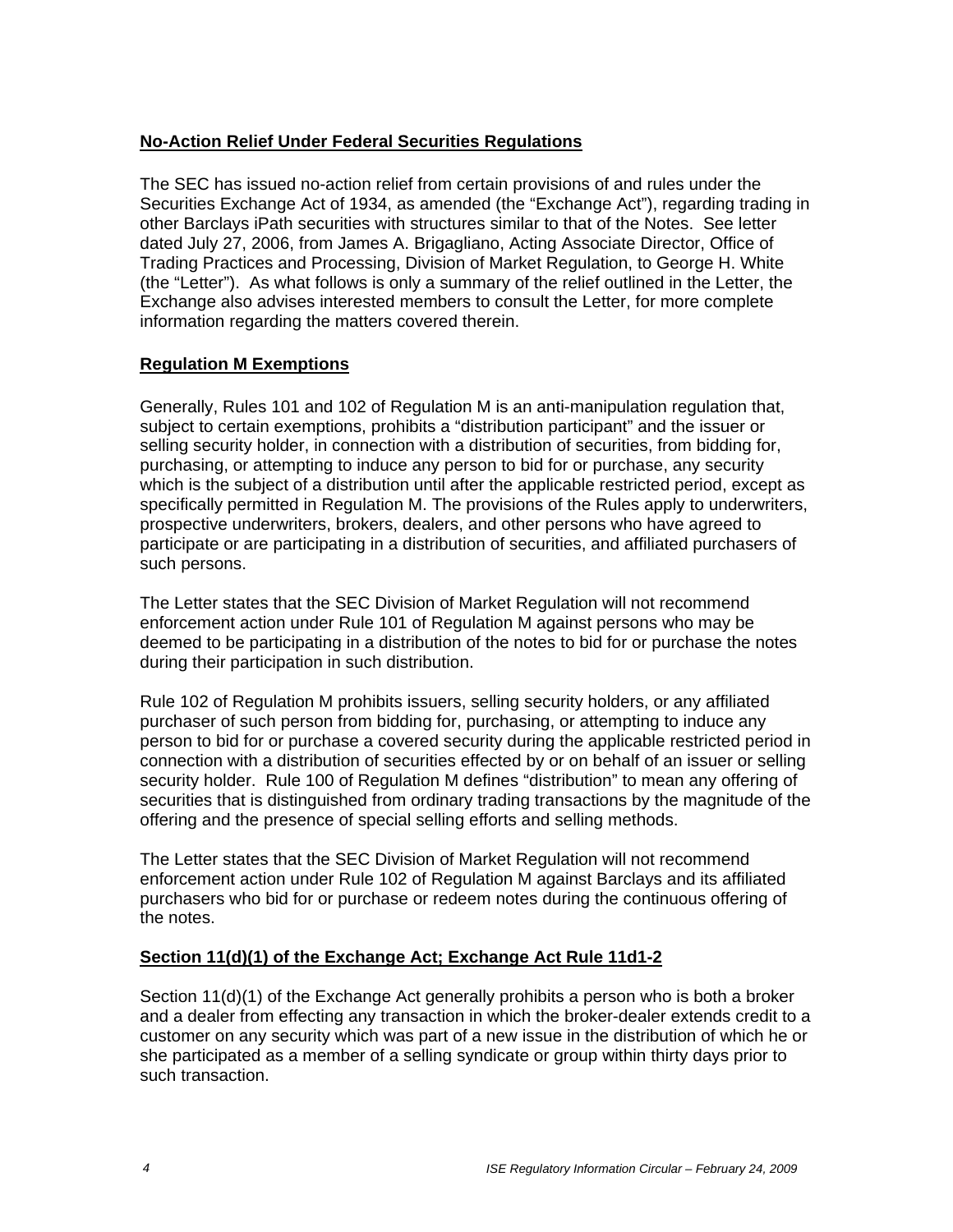**No-Action Relief Under Federal Securities Regulations**

The SEC has issued no-action relief from certain provisions of and rules under the Securities Exchange Act of 1934, as amended (the "Exchange Act"), regarding trading in other Barclays iPath securities with structures similar to that of the Notes. See letter dated July 27, 2006, from James A. Brigagliano, Acting Associate Director, Office of Trading Practices and Processing, Division of Market Regulation, to George H. White (the "Letter"). As what follows is only a summary of the relief outlined in the Letter, the Exchange also advises interested members to consult the Letter, for more complete information regarding the matters covered therein.

**Regulation M Exemptions**

Generally, Rules 101 and 102 of Regulation M is an anti-manipulation regulation that, subject to certain exemptions, prohibits a "distribution participant" and the issuer or selling security holder, in connection with a distribution of securities, from bidding for, purchasing, or attempting to induce any person to bid for or purchase, any security which is the subject of a distribution until after the applicable restricted period, except as specifically permitted in Regulation M. The provisions of the Rules apply to underwriters, prospective underwriters, brokers, dealers, and other persons who have agreed to participate or are participating in a distribution of securities, and affiliated purchasers of such persons.

The Letter states that the SEC Division of Market Regulation will not recommend enforcement action under Rule 101 of Regulation M against persons who may be deemed to be participating in a distribution of the notes to bid for or purchase the notes during their participation in such distribution.

Rule 102 of Regulation M prohibits issuers, selling security holders, or any affiliated purchaser of such person from bidding for, purchasing, or attempting to induce any person to bid for or purchase a covered security during the applicable restricted period in connection with a distribution of securities effected by or on behalf of an issuer or selling security holder. Rule 100 of Regulation M defines "distribution" to mean any offering of securities that is distinguished from ordinary trading transactions by the magnitude of the offering and the presence of special selling efforts and selling methods.

The Letter states that the SEC Division of Market Regulation will not recommend enforcement action under Rule 102 of Regulation M against Barclays and its affiliated purchasers who bid for or purchase or redeem notes during the continuous offering of the notes.

**Section 11(d)(1) of the Exchange Act; Exchange Act Rule 11d1-2**

Section 11(d)(1) of the Exchange Act generally prohibits a person who is both a broker and a dealer from effecting any transaction in which the broker-dealer extends credit to a customer on any security which was part of a new issue in the distribution of which he or she participated as a member of a selling syndicate or group within thirty days prior to such transaction.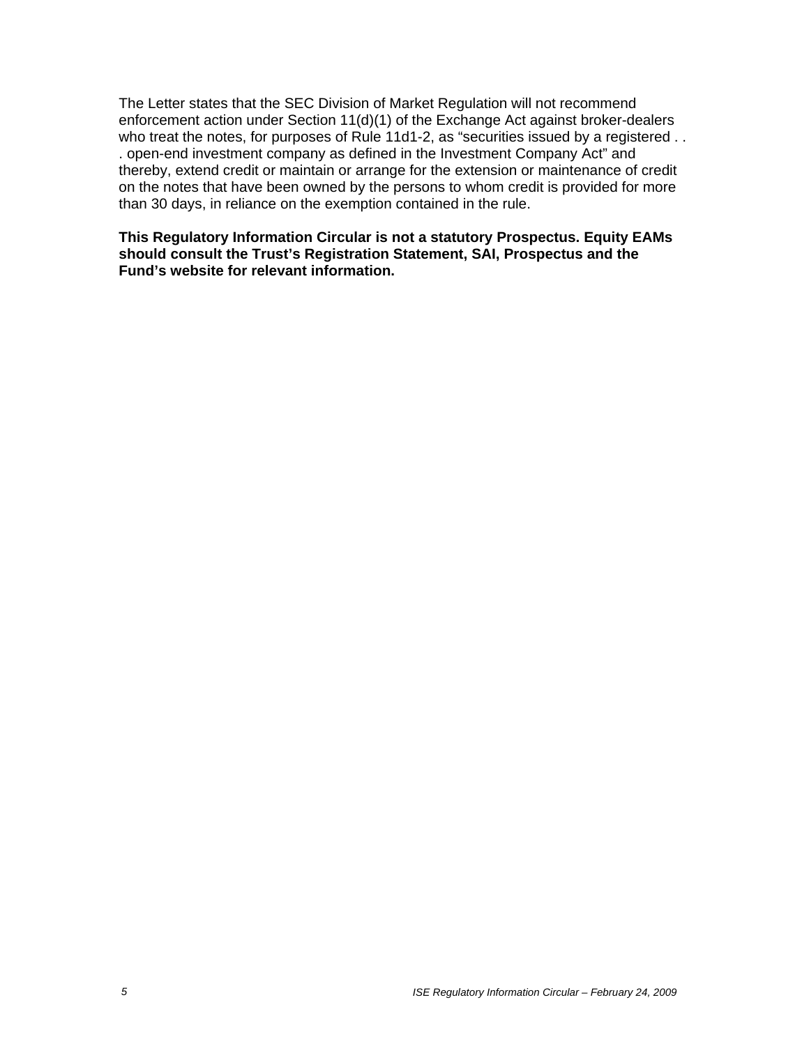The Letter states that the SEC Division of Market Regulation will not recommend enforcement action under Section 11(d)(1) of the Exchange Act against broker-dealers who treat the notes, for purposes of Rule 11d1-2, as "securities issued by a registered . . . open-end investment company as defined in the Investment Company Act" and thereby, extend credit or maintain or arrange for the extension or maintenance of credit on the notes that have been owned by the persons to whom credit is provided for more than 30 days, in reliance on the exemption contained in the rule.

**This Regulatory Information Circular is not a statutory Prospectus. Equity EAMs should consult the Trust's Registration Statement, SAI, Prospectus and the Fund's website for relevant information.**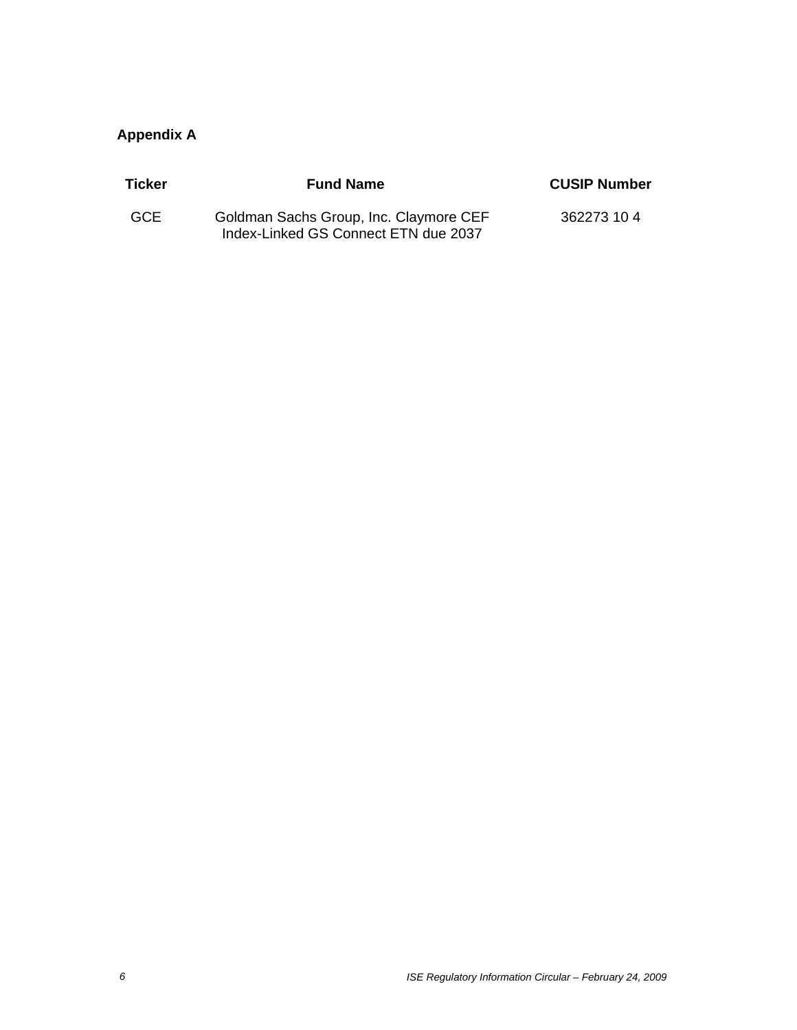**Appendix A**

| Ticker | Fund Name | CUSIP Number |
| --- | --- | --- |
| GCE | Goldman Sachs Group, Inc. Claymore CEF Index-Linked GS Connect ETN due 2037 | 362273 10 4 |